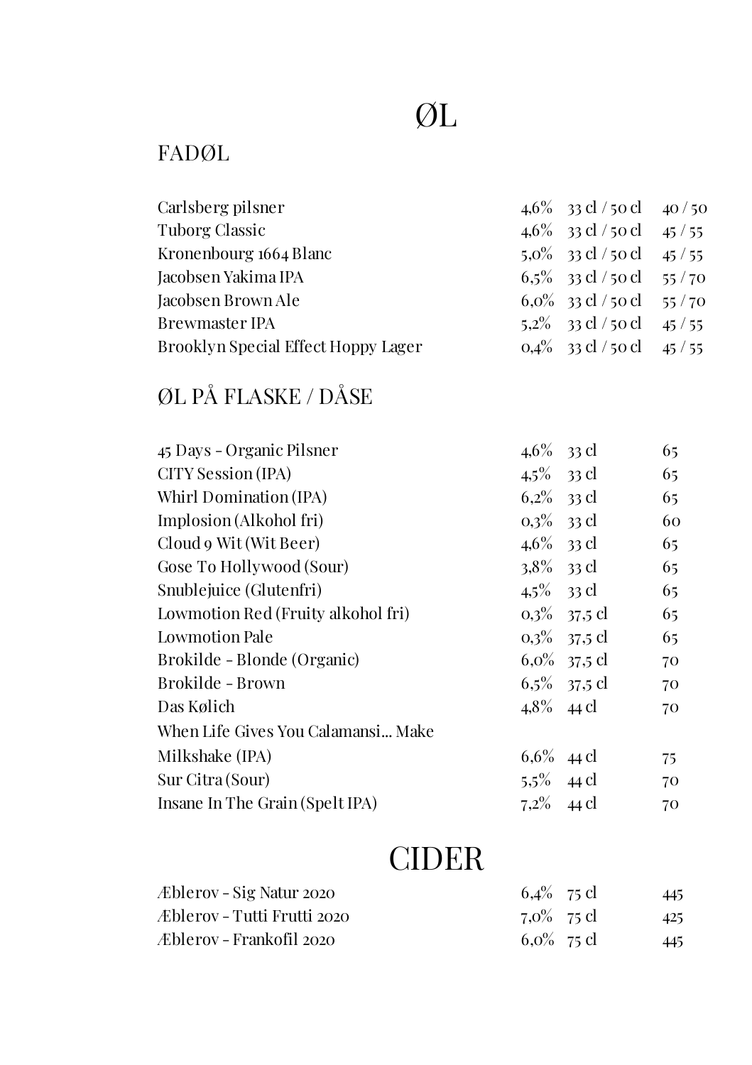# ØL

## FADØL

| | | | |
|---|---|---|---|
| Carlsberg pilsner | 4,6% | 33 cl / 50 cl | 40 / 50 |
| Tuborg Classic | 4,6% | 33 cl / 50 cl | 45 / 55 |
| Kronenbourg 1664 Blanc | 5,0% | 33 cl / 50 cl | 45 / 55 |
| Jacobsen Yakima IPA | 6,5% | 33 cl / 50 cl | 55 / 70 |
| Jacobsen Brown Ale | 6,0% | 33 cl / 50 cl | 55 / 70 |
| Brewmaster IPA | 5,2% | 33 cl / 50 cl | 45 / 55 |
| Brooklyn Special Effect Hoppy Lager | 0,4% | 33 cl / 50 cl | 45 / 55 |

## ØL PÅ FLASKE / DÅSE

| | | | |
|---|---|---|---|
| 45 Days - Organic Pilsner | 4,6% | 33 cl | 65 |
| CITY Session (IPA) | 4,5% | 33 cl | 65 |
| Whirl Domination (IPA) | 6,2% | 33 cl | 65 |
| Implosion (Alkohol fri) | 0,3% | 33 cl | 60 |
| Cloud 9 Wit (Wit Beer) | 4,6% | 33 cl | 65 |
| Gose To Hollywood (Sour) | 3,8% | 33 cl | 65 |
| Snublejuice (Glutenfri) | 4,5% | 33 cl | 65 |
| Lowmotion Red (Fruity alkohol fri) | 0,3% | 37,5 cl | 65 |
| Lowmotion Pale | 0,3% | 37,5 cl | 65 |
| Brokilde - Blonde (Organic) | 6,0% | 37,5 cl | 70 |
| Brokilde - Brown | 6,5% | 37,5 cl | 70 |
| Das Kølich | 4,8% | 44 cl | 70 |
| When Life Gives You Calamansi... Make Milkshake (IPA) | 6,6% | 44 cl | 75 |
| Sur Citra (Sour) | 5,5% | 44 cl | 70 |
| Insane In The Grain (Spelt IPA) | 7,2% | 44 cl | 70 |

# CIDER

| | | | |
|---|---|---|---|
| Æblerov - Sig Natur 2020 | 6,4% | 75 cl | 445 |
| Æblerov - Tutti Frutti 2020 | 7,0% | 75 cl | 425 |
| Æblerov - Frankofil 2020 | 6,0% | 75 cl | 445 |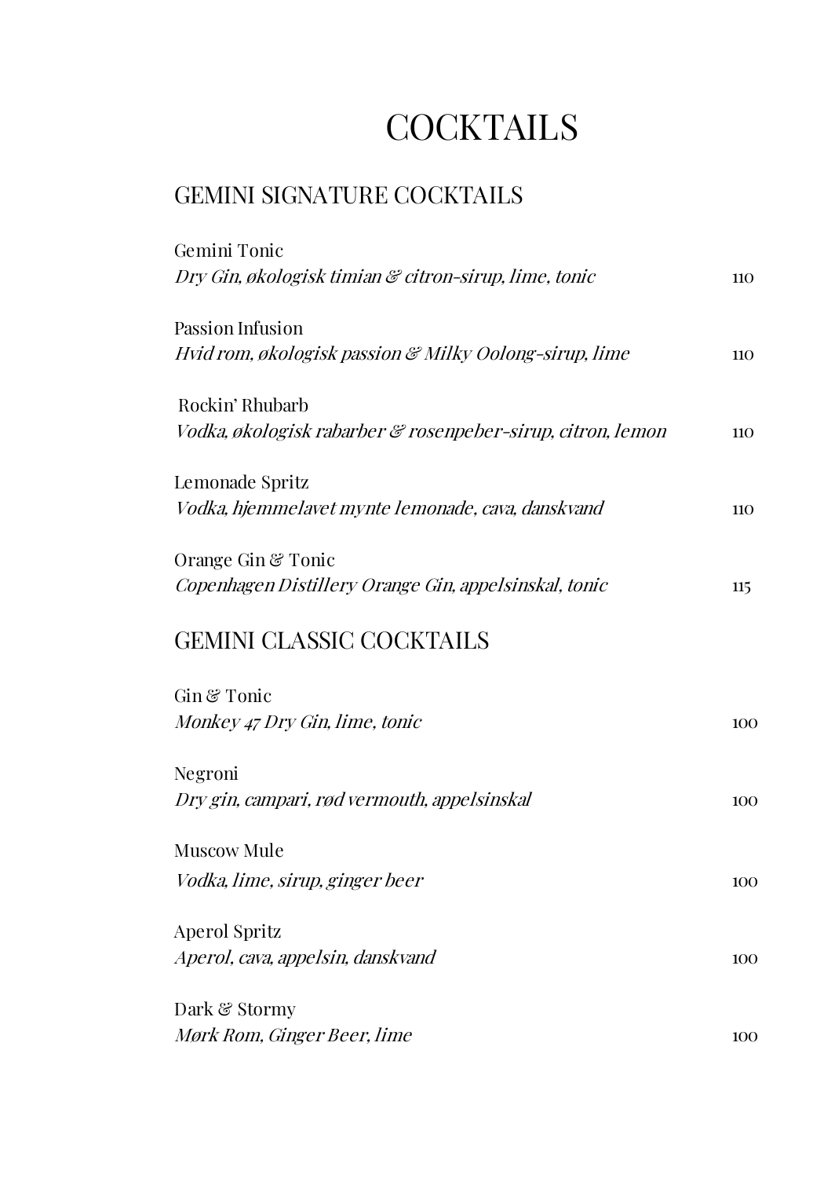# COCKTAILS

## GEMINI SIGNATURE COCKTAILS

Gemini Tonic
*Dry Gin, økologisk timian & citron-sirup, lime, tonic* 110

Passion Infusion
*Hvid rom, økologisk passion & Milky Oolong-sirup, lime* 110

Rockin' Rhubarb
*Vodka, økologisk rabarber & rosenpeber-sirup, citron, lemon* 110

Lemonade Spritz
*Vodka, hjemmelavet mynte lemonade, cava, danskvand* 110

Orange Gin & Tonic
*Copenhagen Distillery Orange Gin, appelsinskal, tonic* 115

## GEMINI CLASSIC COCKTAILS

Gin & Tonic
*Monkey 47 Dry Gin, lime, tonic* 100

Negroni
*Dry gin, campari, rød vermouth, appelsinskal* 100

Muscow Mule
*Vodka, lime, sirup, ginger beer* 100

Aperol Spritz
*Aperol, cava, appelsin, danskvand* 100

Dark & Stormy
*Mørk Rom, Ginger Beer, lime* 100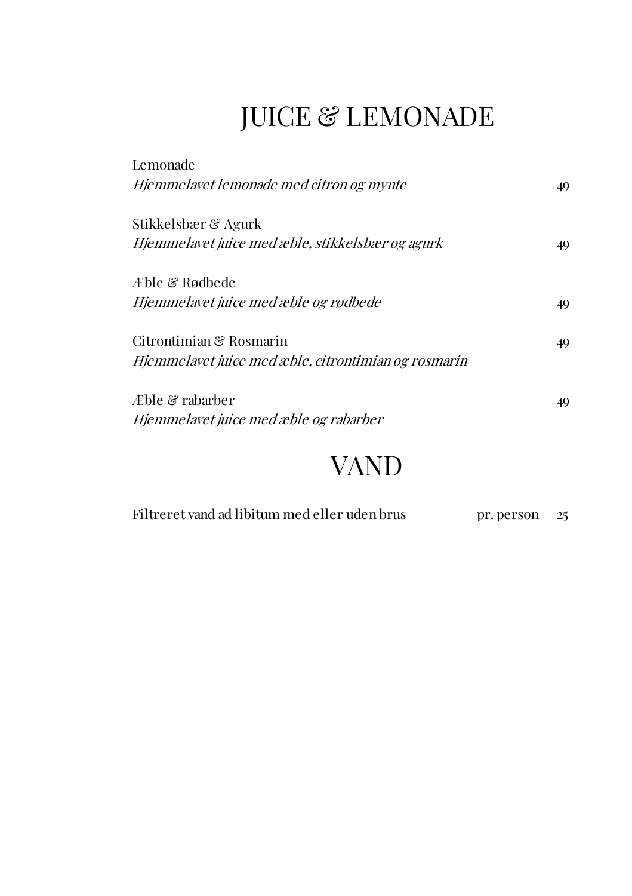# JUICE & LEMONADE

Lemonade
*Hjemmelavet lemonade med citron og mynte* 49

Stikkelsbær & Agurk
*Hjemmelavet juice med æble, stikkelsbær og agurk* 49

Æble & Rødbede
*Hjemmelavet juice med æble og rødbede* 49

Citrontimian & Rosmarin 49
*Hjemmelavet juice med æble, citrontimian og rosmarin*

Æble & rabarber 49
*Hjemmelavet juice med æble og rabarber*

# VAND

Filtreret vand ad libitum med eller uden brus pr. person 25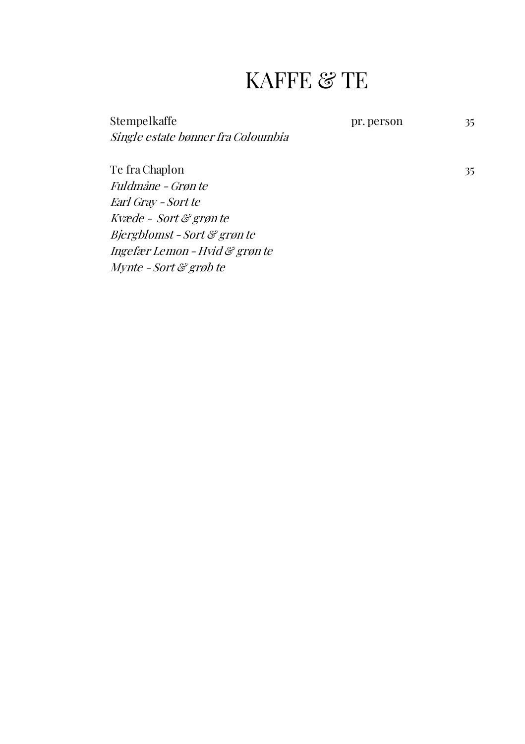# KAFFE & TE

| | | |
|---|---|---|
| Stempelkaffe<br>*Single estate bønner fra Coloumbia* | pr. person | 35 |
| Te fra Chaplon<br>*Fuldmåne - Grøn te*<br>*Earl Gray - Sort te*<br>*Kvæde - Sort & grøn te*<br>*Bjergblomst - Sort & grøn te*<br>*Ingefær Lemon - Hvid & grøn te*<br>*Mynte - Sort & grøb te* | | 35 |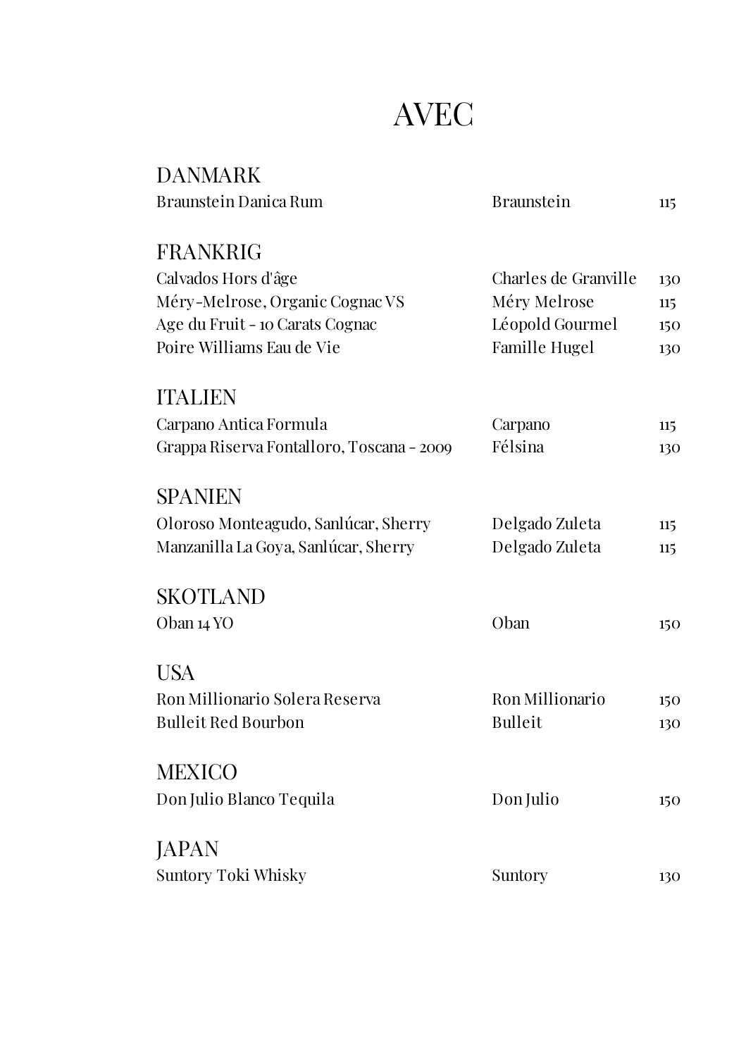# AVEC

## DANMARK

| | | |
|---|---|---|
| Braunstein Danica Rum | Braunstein | 115 |

## FRANKRIG

| | | |
|---|---|---|
| Calvados Hors d'âge | Charles de Granville | 130 |
| Méry-Melrose, Organic Cognac VS | Méry Melrose | 115 |
| Age du Fruit - 10 Carats Cognac | Léopold Gourmel | 150 |
| Poire Williams Eau de Vie | Famille Hugel | 130 |

## ITALIEN

| | | |
|---|---|---|
| Carpano Antica Formula | Carpano | 115 |
| Grappa Riserva Fontalloro, Toscana - 2009 | Félsina | 130 |

## SPANIEN

| | | |
|---|---|---|
| Oloroso Monteagudo, Sanlúcar, Sherry | Delgado Zuleta | 115 |
| Manzanilla La Goya, Sanlúcar, Sherry | Delgado Zuleta | 115 |

## SKOTLAND

| | | |
|---|---|---|
| Oban 14 YO | Oban | 150 |

## USA

| | | |
|---|---|---|
| Ron Millionario Solera Reserva | Ron Millionario | 150 |
| Bulleit Red Bourbon | Bulleit | 130 |

## MEXICO

| | | |
|---|---|---|
| Don Julio Blanco Tequila | Don Julio | 150 |

## JAPAN

| | | |
|---|---|---|
| Suntory Toki Whisky | Suntory | 130 |